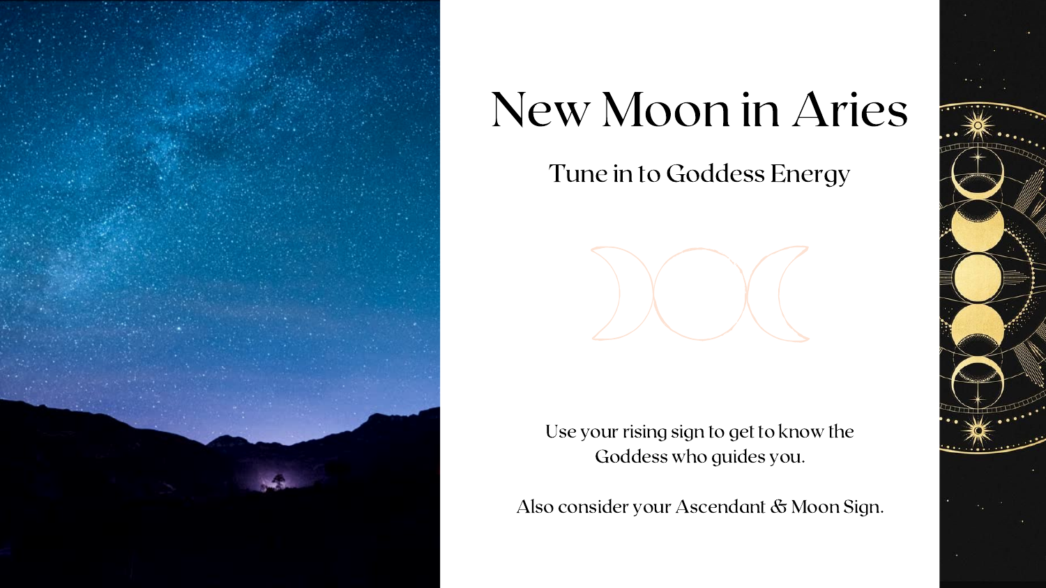# New Moon in Aries

## Tune in to Goddess Energy

Use your rising sign to get to know the Goddess who guides you.

Also consider your Ascendant & Moon Sign.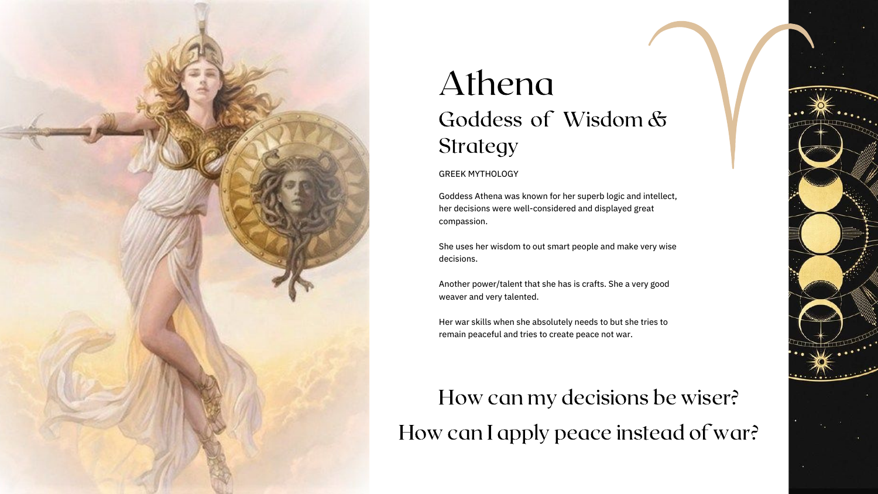# Athena

## Goddess of Wisdom & Strategy

GREEK MYTHOLOGY

Goddess Athena was known for her superb logic and intellect, her decisions were well-considered and displayed great compassion.

She uses her wisdom to out smart people and make very wise decisions.

Another power/talent that she has is crafts. She a very good weaver and very talented.

Her war skills when she absolutely needs to but she tries to remain peaceful and tries to create peace not war.

### How can my decisions be wiser?

### How can I apply peace instead of war?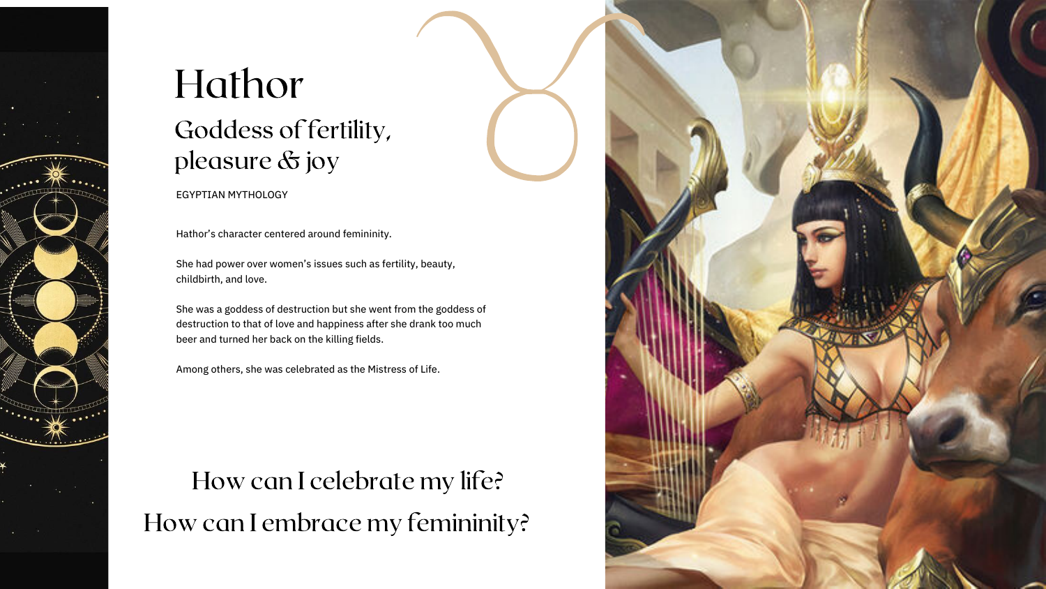# Hathor

## Goddess of fertility, pleasure & joy

EGYPTIAN MYTHOLOGY

Hathor's character centered around femininity.

She had power over women's issues such as fertility, beauty, childbirth, and love.

She was a goddess of destruction but she went from the goddess of destruction to that of love and happiness after she drank too much beer and turned her back on the killing fields.

Among others, she was celebrated as the Mistress of Life.

## How can I celebrate my life?

## How can I embrace my femininity?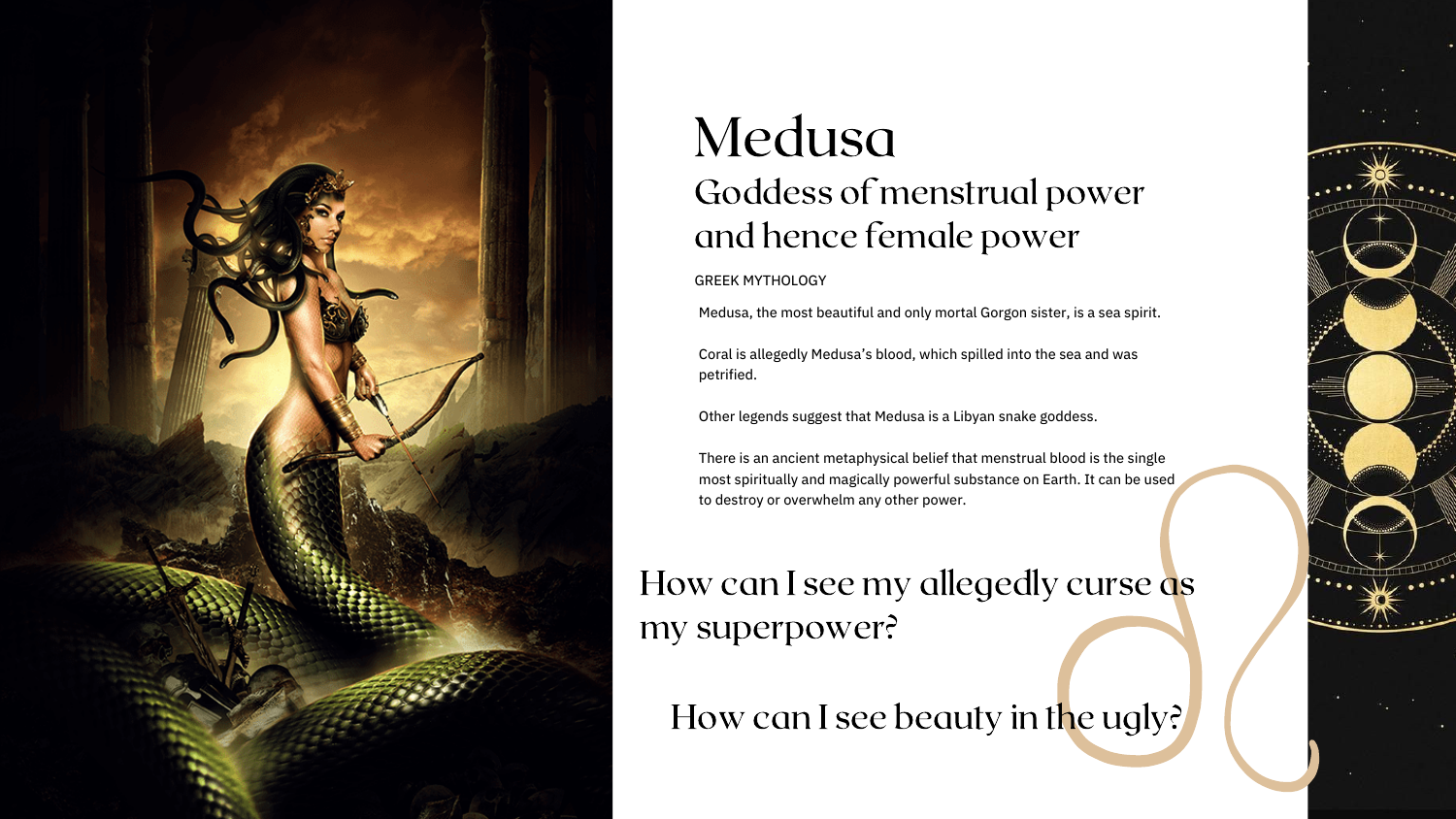# Medusa

## Goddess of menstrual power and hence female power

GREEK MYTHOLOGY

Medusa, the most beautiful and only mortal Gorgon sister, is a sea spirit.

Coral is allegedly Medusa's blood, which spilled into the sea and was petrified.

Other legends suggest that Medusa is a Libyan snake goddess.

There is an ancient metaphysical belief that menstrual blood is the single most spiritually and magically powerful substance on Earth. It can be used to destroy or overwhelm any other power.

## How can I see my allegedly curse as my superpower?

## How can I see beauty in the ugly?